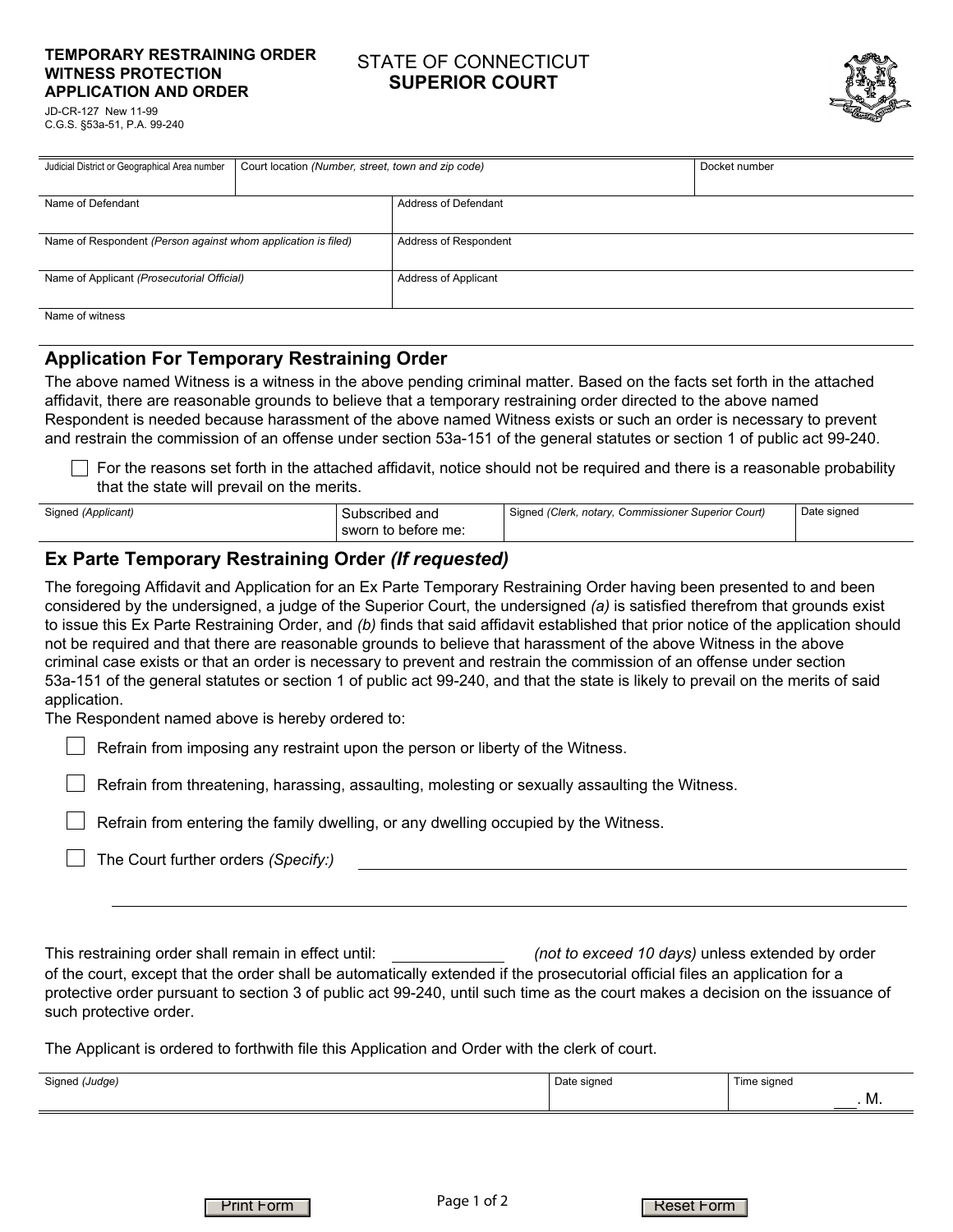**TEMPORARY RESTRAINING ORDER**
**WITNESS PROTECTION**
**APPLICATION AND ORDER**

JD-CR-127 New 11-99
C.G.S. §53a-51, P.A. 99-240

STATE OF CONNECTICUT
**SUPERIOR COURT**

| Judicial District or Geographical Area number | Court location *(Number, street, town and zip code)* | Docket number |
|---|---|---|
| | | |

| Name of Defendant | Address of Defendant |
|---|---|
| | |
| **Name of Respondent** *(Person against whom application is filed)* | **Address of Respondent** |
| | |
| **Name of Applicant** *(Prosecutorial Official)* | **Address of Applicant** |
| | |
| **Name of witness** | |
| | |

## Application For Temporary Restraining Order

The above named Witness is a witness in the above pending criminal matter. Based on the facts set forth in the attached affidavit, there are reasonable grounds to believe that a temporary restraining order directed to the above named Respondent is needed because harassment of the above named Witness exists or such an order is necessary to prevent and restrain the commission of an offense under section 53a-151 of the general statutes or section 1 of public act 99-240.

☐ For the reasons set forth in the attached affidavit, notice should not be required and there is a reasonable probability that the state will prevail on the merits.

| Signed *(Applicant)* | Subscribed and sworn to before me: | Signed *(Clerk, notary, Commissioner Superior Court)* | Date signed |
|---|---|---|---|
| | | | |

## Ex Parte Temporary Restraining Order *(If requested)*

The foregoing Affidavit and Application for an Ex Parte Temporary Restraining Order having been presented to and been considered by the undersigned, a judge of the Superior Court, the undersigned *(a)* is satisfied therefrom that grounds exist to issue this Ex Parte Restraining Order, and *(b)* finds that said affidavit established that prior notice of the application should not be required and that there are reasonable grounds to believe that harassment of the above Witness in the above criminal case exists or that an order is necessary to prevent and restrain the commission of an offense under section 53a-151 of the general statutes or section 1 of public act 99-240, and that the state is likely to prevail on the merits of said application.

The Respondent named above is hereby ordered to:

☐ Refrain from imposing any restraint upon the person or liberty of the Witness.

☐ Refrain from threatening, harassing, assaulting, molesting or sexually assaulting the Witness.

☐ Refrain from entering the family dwelling, or any dwelling occupied by the Witness.

☐ The Court further orders *(Specify:)* ______________________________

______________________________

This restraining order shall remain in effect until: ____________ *(not to exceed 10 days)* unless extended by order of the court, except that the order shall be automatically extended if the prosecutorial official files an application for a protective order pursuant to section 3 of public act 99-240, until such time as the court makes a decision on the issuance of such protective order.

The Applicant is ordered to forthwith file this Application and Order with the clerk of court.

| Signed *(Judge)* | Date signed | Time signed |
|---|---|---|
| | | ___. M. |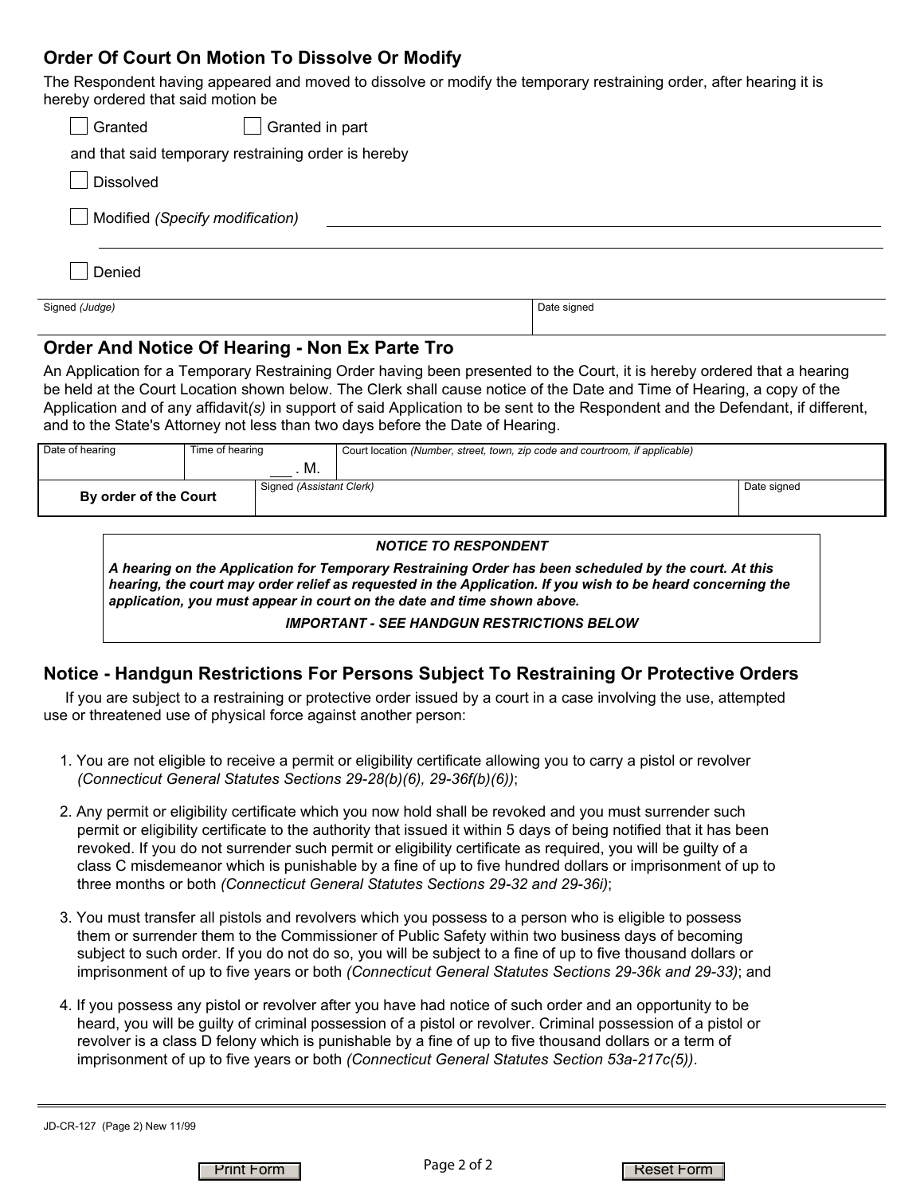## Order Of Court On Motion To Dissolve Or Modify

The Respondent having appeared and moved to dissolve or modify the temporary restraining order, after hearing it is hereby ordered that said motion be

☐ Granted ☐ Granted in part

and that said temporary restraining order is hereby

☐ Dissolved

☐ Modified *(Specify modification)* ______________________________

☐ Denied

| Signed *(Judge)* | Date signed |
|---|---|
| | |

## Order And Notice Of Hearing - Non Ex Parte Tro

An Application for a Temporary Restraining Order having been presented to the Court, it is hereby ordered that a hearing be held at the Court Location shown below. The Clerk shall cause notice of the Date and Time of Hearing, a copy of the Application and of any affidavit*(s)* in support of said Application to be sent to the Respondent and the Defendant, if different, and to the State's Attorney not less than two days before the Date of Hearing.

| Date of hearing | Time of hearing | Court location *(Number, street, town, zip code and courtroom, if applicable)* | |
|---|---|---|---|
| | ___ . M. | | |
| **By order of the Court** | Signed *(Assistant Clerk)* | | Date signed |

***NOTICE TO RESPONDENT***

***A hearing on the Application for Temporary Restraining Order has been scheduled by the court. At this hearing, the court may order relief as requested in the Application. If you wish to be heard concerning the application, you must appear in court on the date and time shown above.***

***IMPORTANT - SEE HANDGUN RESTRICTIONS BELOW***

## Notice - Handgun Restrictions For Persons Subject To Restraining Or Protective Orders

If you are subject to a restraining or protective order issued by a court in a case involving the use, attempted use or threatened use of physical force against another person:

1. You are not eligible to receive a permit or eligibility certificate allowing you to carry a pistol or revolver *(Connecticut General Statutes Sections 29-28(b)(6), 29-36f(b)(6))*;
2. Any permit or eligibility certificate which you now hold shall be revoked and you must surrender such permit or eligibility certificate to the authority that issued it within 5 days of being notified that it has been revoked. If you do not surrender such permit or eligibility certificate as required, you will be guilty of a class C misdemeanor which is punishable by a fine of up to five hundred dollars or imprisonment of up to three months or both *(Connecticut General Statutes Sections 29-32 and 29-36i)*;
3. You must transfer all pistols and revolvers which you possess to a person who is eligible to possess them or surrender them to the Commissioner of Public Safety within two business days of becoming subject to such order. If you do not do so, you will be subject to a fine of up to five thousand dollars or imprisonment of up to five years or both *(Connecticut General Statutes Sections 29-36k and 29-33)*; and
4. If you possess any pistol or revolver after you have had notice of such order and an opportunity to be heard, you will be guilty of criminal possession of a pistol or revolver. Criminal possession of a pistol or revolver is a class D felony which is punishable by a fine of up to five thousand dollars or a term of imprisonment of up to five years or both *(Connecticut General Statutes Section 53a-217c(5))*.

JD-CR-127 (Page 2) New 11/99